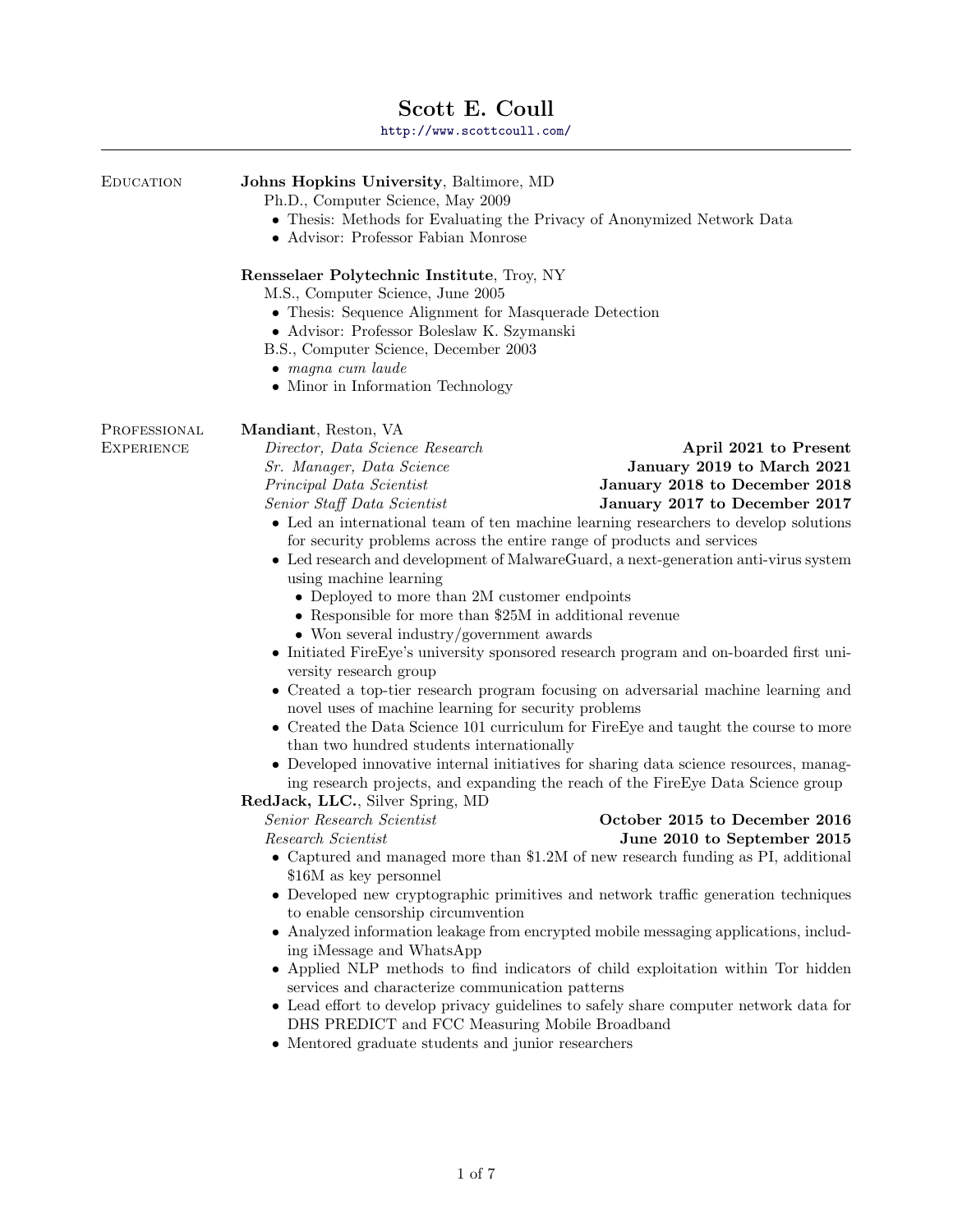# Scott E. Coull

http://www.scottcoull.com/

---

## Education

**Johns Hopkins University**, Baltimore, MD

Ph.D., Computer Science, May 2009

- Thesis: Methods for Evaluating the Privacy of Anonymized Network Data
- Advisor: Professor Fabian Monrose

**Rensselaer Polytechnic Institute**, Troy, NY

M.S., Computer Science, June 2005

- Thesis: Sequence Alignment for Masquerade Detection
- Advisor: Professor Boleslaw K. Szymanski

B.S., Computer Science, December 2003

- *magna cum laude*
- Minor in Information Technology

## Professional Experience

**Mandiant**, Reston, VA

*Director, Data Science Research* — **April 2021 to Present**
*Sr. Manager, Data Science* — **January 2019 to March 2021**
*Principal Data Scientist* — **January 2018 to December 2018**
*Senior Staff Data Scientist* — **January 2017 to December 2017**

- Led an international team of ten machine learning researchers to develop solutions for security problems across the entire range of products and services
- Led research and development of MalwareGuard, a next-generation anti-virus system using machine learning
  - Deployed to more than 2M customer endpoints
  - Responsible for more than $25M in additional revenue
  - Won several industry/government awards
- Initiated FireEye's university sponsored research program and on-boarded first university research group
- Created a top-tier research program focusing on adversarial machine learning and novel uses of machine learning for security problems
- Created the Data Science 101 curriculum for FireEye and taught the course to more than two hundred students internationally
- Developed innovative internal initiatives for sharing data science resources, managing research projects, and expanding the reach of the FireEye Data Science group

**RedJack, LLC.**, Silver Spring, MD

*Senior Research Scientist* — **October 2015 to December 2016**
*Research Scientist* — **June 2010 to September 2015**

- Captured and managed more than $1.2M of new research funding as PI, additional $16M as key personnel
- Developed new cryptographic primitives and network traffic generation techniques to enable censorship circumvention
- Analyzed information leakage from encrypted mobile messaging applications, including iMessage and WhatsApp
- Applied NLP methods to find indicators of child exploitation within Tor hidden services and characterize communication patterns
- Lead effort to develop privacy guidelines to safely share computer network data for DHS PREDICT and FCC Measuring Mobile Broadband
- Mentored graduate students and junior researchers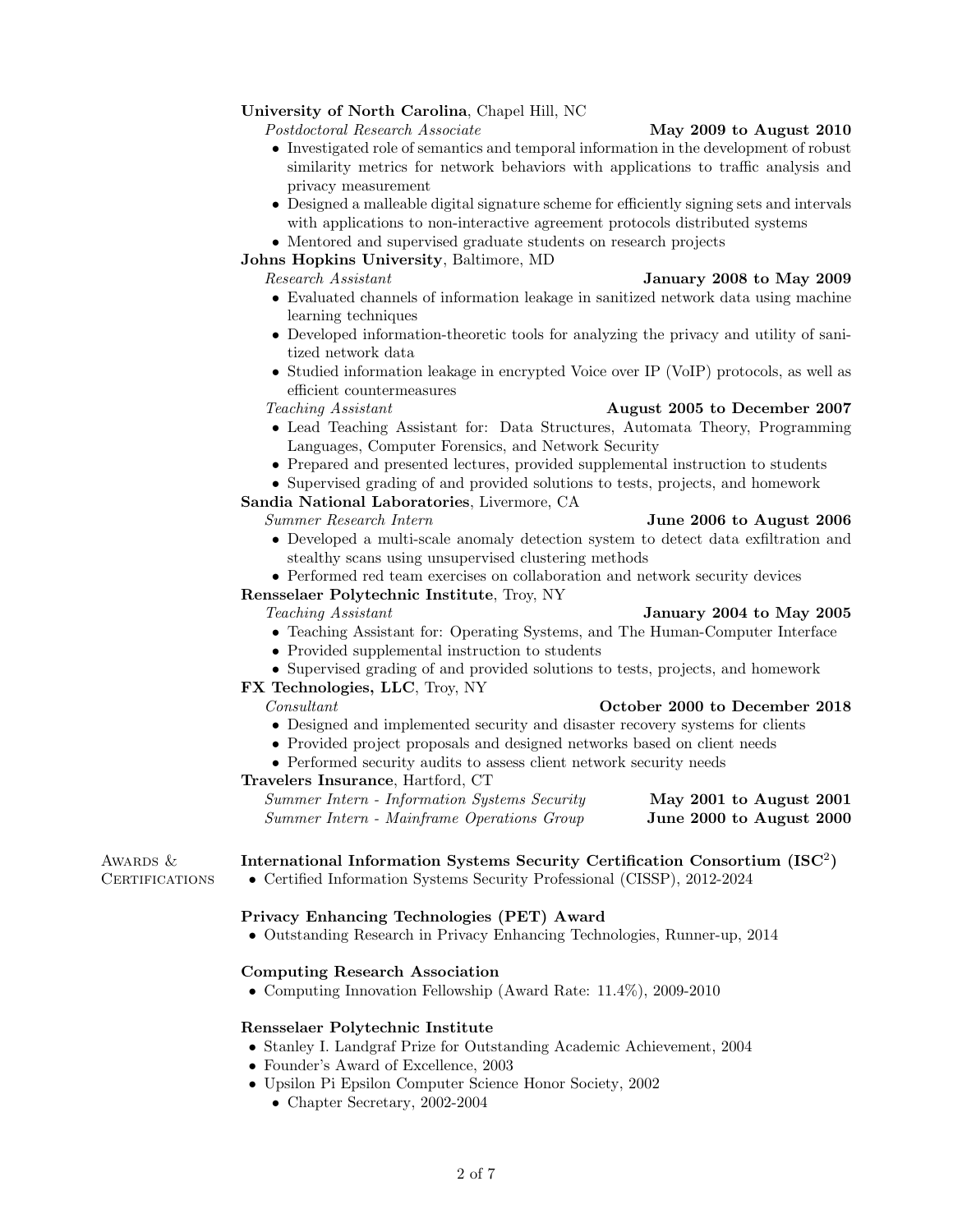**University of North Carolina**, Chapel Hill, NC

*Postdoctoral Research Associate* **May 2009 to August 2010**

- Investigated role of semantics and temporal information in the development of robust similarity metrics for network behaviors with applications to traffic analysis and privacy measurement
- Designed a malleable digital signature scheme for efficiently signing sets and intervals with applications to non-interactive agreement protocols distributed systems
- Mentored and supervised graduate students on research projects

**Johns Hopkins University**, Baltimore, MD

*Research Assistant* **January 2008 to May 2009**

- Evaluated channels of information leakage in sanitized network data using machine learning techniques
- Developed information-theoretic tools for analyzing the privacy and utility of sanitized network data
- Studied information leakage in encrypted Voice over IP (VoIP) protocols, as well as efficient countermeasures

*Teaching Assistant* **August 2005 to December 2007**

- Lead Teaching Assistant for: Data Structures, Automata Theory, Programming Languages, Computer Forensics, and Network Security
- Prepared and presented lectures, provided supplemental instruction to students
- Supervised grading of and provided solutions to tests, projects, and homework

**Sandia National Laboratories**, Livermore, CA

*Summer Research Intern* **June 2006 to August 2006**

- Developed a multi-scale anomaly detection system to detect data exfiltration and stealthy scans using unsupervised clustering methods
- Performed red team exercises on collaboration and network security devices

**Rensselaer Polytechnic Institute**, Troy, NY

*Teaching Assistant* **January 2004 to May 2005**

- Teaching Assistant for: Operating Systems, and The Human-Computer Interface
- Provided supplemental instruction to students
- Supervised grading of and provided solutions to tests, projects, and homework

**FX Technologies, LLC**, Troy, NY

*Consultant* **October 2000 to December 2018**

- Designed and implemented security and disaster recovery systems for clients
- Provided project proposals and designed networks based on client needs
- Performed security audits to assess client network security needs

**Travelers Insurance**, Hartford, CT

*Summer Intern - Information Systems Security* **May 2001 to August 2001**

*Summer Intern - Mainframe Operations Group* **June 2000 to August 2000**

## Awards & Certifications

**International Information Systems Security Certification Consortium (ISC$^2$)**

- Certified Information Systems Security Professional (CISSP), 2012-2024

**Privacy Enhancing Technologies (PET) Award**

- Outstanding Research in Privacy Enhancing Technologies, Runner-up, 2014

**Computing Research Association**

- Computing Innovation Fellowship (Award Rate: 11.4%), 2009-2010

**Rensselaer Polytechnic Institute**

- Stanley I. Landgraf Prize for Outstanding Academic Achievement, 2004
- Founder's Award of Excellence, 2003
- Upsilon Pi Epsilon Computer Science Honor Society, 2002
  - Chapter Secretary, 2002-2004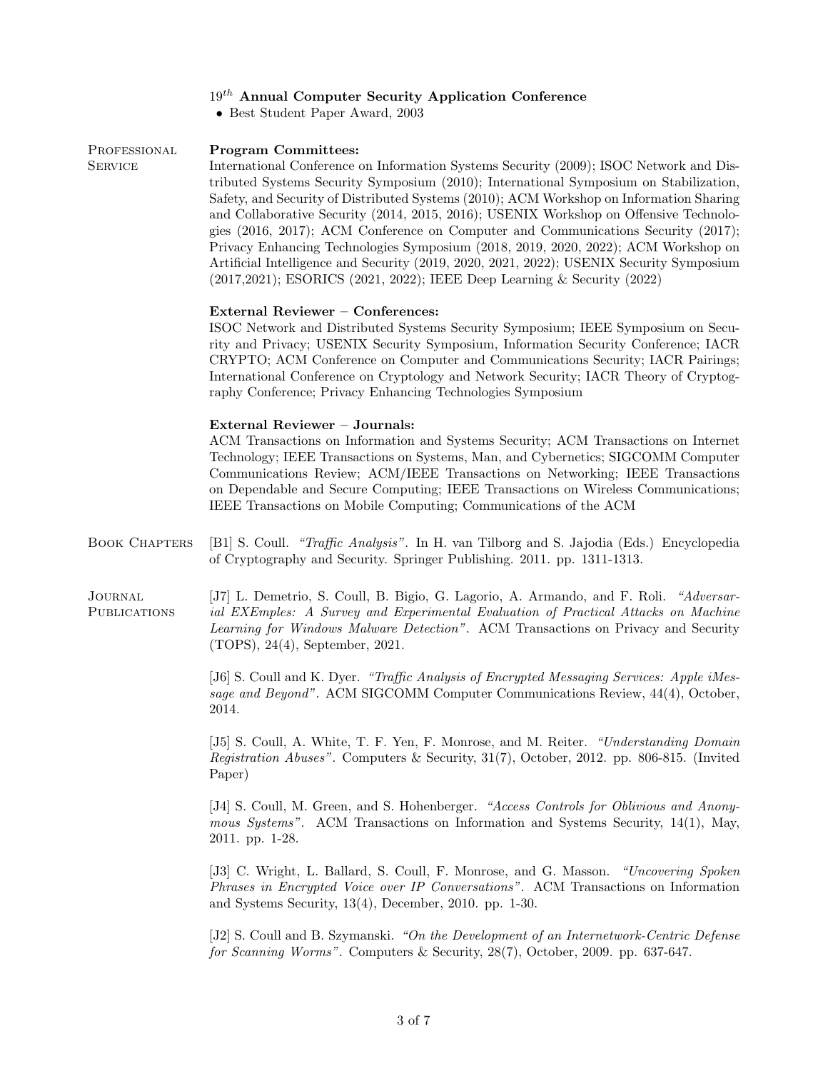$19^{th}$ **Annual Computer Security Application Conference**

- Best Student Paper Award, 2003

## Professional Service

**Program Committees:**
International Conference on Information Systems Security (2009); ISOC Network and Distributed Systems Security Symposium (2010); International Symposium on Stabilization, Safety, and Security of Distributed Systems (2010); ACM Workshop on Information Sharing and Collaborative Security (2014, 2015, 2016); USENIX Workshop on Offensive Technologies (2016, 2017); ACM Conference on Computer and Communications Security (2017); Privacy Enhancing Technologies Symposium (2018, 2019, 2020, 2022); ACM Workshop on Artificial Intelligence and Security (2019, 2020, 2021, 2022); USENIX Security Symposium (2017,2021); ESORICS (2021, 2022); IEEE Deep Learning & Security (2022)

**External Reviewer – Conferences:**
ISOC Network and Distributed Systems Security Symposium; IEEE Symposium on Security and Privacy; USENIX Security Symposium, Information Security Conference; IACR CRYPTO; ACM Conference on Computer and Communications Security; IACR Pairings; International Conference on Cryptology and Network Security; IACR Theory of Cryptography Conference; Privacy Enhancing Technologies Symposium

**External Reviewer – Journals:**
ACM Transactions on Information and Systems Security; ACM Transactions on Internet Technology; IEEE Transactions on Systems, Man, and Cybernetics; SIGCOMM Computer Communications Review; ACM/IEEE Transactions on Networking; IEEE Transactions on Dependable and Secure Computing; IEEE Transactions on Wireless Communications; IEEE Transactions on Mobile Computing; Communications of the ACM

## Book Chapters

[B1] S. Coull. *"Traffic Analysis"*. In H. van Tilborg and S. Jajodia (Eds.) Encyclopedia of Cryptography and Security. Springer Publishing. 2011. pp. 1311-1313.

## Journal Publications

[J7] L. Demetrio, S. Coull, B. Bigio, G. Lagorio, A. Armando, and F. Roli. *"Adversarial EXEmples: A Survey and Experimental Evaluation of Practical Attacks on Machine Learning for Windows Malware Detection"*. ACM Transactions on Privacy and Security (TOPS), 24(4), September, 2021.

[J6] S. Coull and K. Dyer. *"Traffic Analysis of Encrypted Messaging Services: Apple iMessage and Beyond"*. ACM SIGCOMM Computer Communications Review, 44(4), October, 2014.

[J5] S. Coull, A. White, T. F. Yen, F. Monrose, and M. Reiter. *"Understanding Domain Registration Abuses"*. Computers & Security, 31(7), October, 2012. pp. 806-815. (Invited Paper)

[J4] S. Coull, M. Green, and S. Hohenberger. *"Access Controls for Oblivious and Anonymous Systems"*. ACM Transactions on Information and Systems Security, 14(1), May, 2011. pp. 1-28.

[J3] C. Wright, L. Ballard, S. Coull, F. Monrose, and G. Masson. *"Uncovering Spoken Phrases in Encrypted Voice over IP Conversations"*. ACM Transactions on Information and Systems Security, 13(4), December, 2010. pp. 1-30.

[J2] S. Coull and B. Szymanski. *"On the Development of an Internetwork-Centric Defense for Scanning Worms"*. Computers & Security, 28(7), October, 2009. pp. 637-647.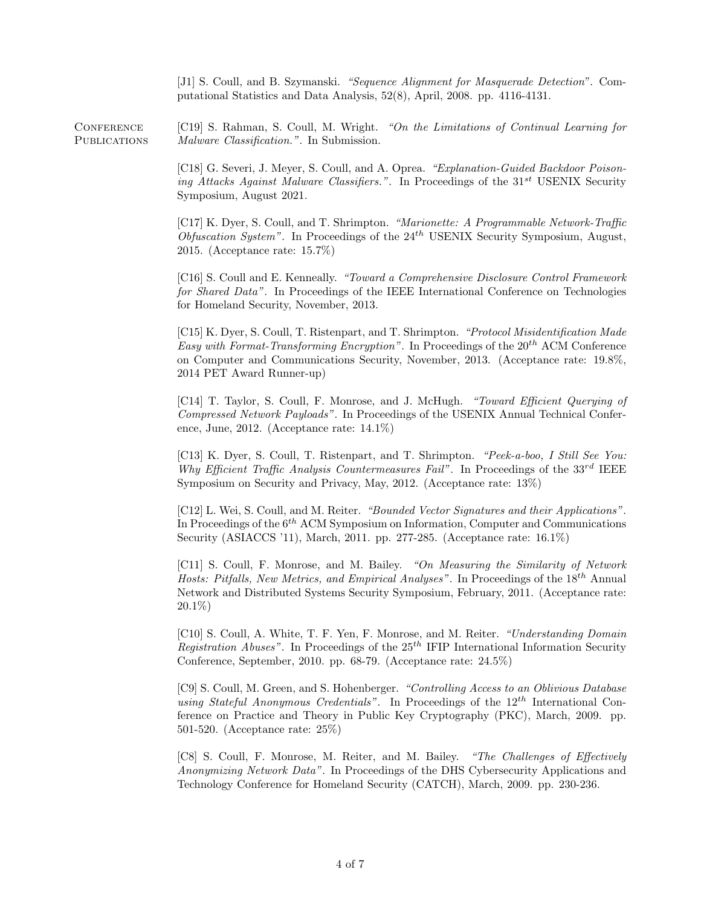[J1] S. Coull, and B. Szymanski. *"Sequence Alignment for Masquerade Detection"*. Computational Statistics and Data Analysis, 52(8), April, 2008. pp. 4116-4131.

## Conference Publications

[C19] S. Rahman, S. Coull, M. Wright. *"On the Limitations of Continual Learning for Malware Classification."*. In Submission.

[C18] G. Severi, J. Meyer, S. Coull, and A. Oprea. *"Explanation-Guided Backdoor Poisoning Attacks Against Malware Classifiers."*. In Proceedings of the $31^{st}$ USENIX Security Symposium, August 2021.

[C17] K. Dyer, S. Coull, and T. Shrimpton. *"Marionette: A Programmable Network-Traffic Obfuscation System"*. In Proceedings of the $24^{th}$ USENIX Security Symposium, August, 2015. (Acceptance rate: 15.7%)

[C16] S. Coull and E. Kenneally. *"Toward a Comprehensive Disclosure Control Framework for Shared Data"*. In Proceedings of the IEEE International Conference on Technologies for Homeland Security, November, 2013.

[C15] K. Dyer, S. Coull, T. Ristenpart, and T. Shrimpton. *"Protocol Misidentification Made Easy with Format-Transforming Encryption"*. In Proceedings of the $20^{th}$ ACM Conference on Computer and Communications Security, November, 2013. (Acceptance rate: 19.8%, 2014 PET Award Runner-up)

[C14] T. Taylor, S. Coull, F. Monrose, and J. McHugh. *"Toward Efficient Querying of Compressed Network Payloads"*. In Proceedings of the USENIX Annual Technical Conference, June, 2012. (Acceptance rate: 14.1%)

[C13] K. Dyer, S. Coull, T. Ristenpart, and T. Shrimpton. *"Peek-a-boo, I Still See You: Why Efficient Traffic Analysis Countermeasures Fail"*. In Proceedings of the $33^{rd}$ IEEE Symposium on Security and Privacy, May, 2012. (Acceptance rate: 13%)

[C12] L. Wei, S. Coull, and M. Reiter. *"Bounded Vector Signatures and their Applications"*. In Proceedings of the $6^{th}$ ACM Symposium on Information, Computer and Communications Security (ASIACCS '11), March, 2011. pp. 277-285. (Acceptance rate: 16.1%)

[C11] S. Coull, F. Monrose, and M. Bailey. *"On Measuring the Similarity of Network Hosts: Pitfalls, New Metrics, and Empirical Analyses"*. In Proceedings of the $18^{th}$ Annual Network and Distributed Systems Security Symposium, February, 2011. (Acceptance rate: 20.1%)

[C10] S. Coull, A. White, T. F. Yen, F. Monrose, and M. Reiter. *"Understanding Domain Registration Abuses"*. In Proceedings of the $25^{th}$ IFIP International Information Security Conference, September, 2010. pp. 68-79. (Acceptance rate: 24.5%)

[C9] S. Coull, M. Green, and S. Hohenberger. *"Controlling Access to an Oblivious Database using Stateful Anonymous Credentials"*. In Proceedings of the $12^{th}$ International Conference on Practice and Theory in Public Key Cryptography (PKC), March, 2009. pp. 501-520. (Acceptance rate: 25%)

[C8] S. Coull, F. Monrose, M. Reiter, and M. Bailey. *"The Challenges of Effectively Anonymizing Network Data"*. In Proceedings of the DHS Cybersecurity Applications and Technology Conference for Homeland Security (CATCH), March, 2009. pp. 230-236.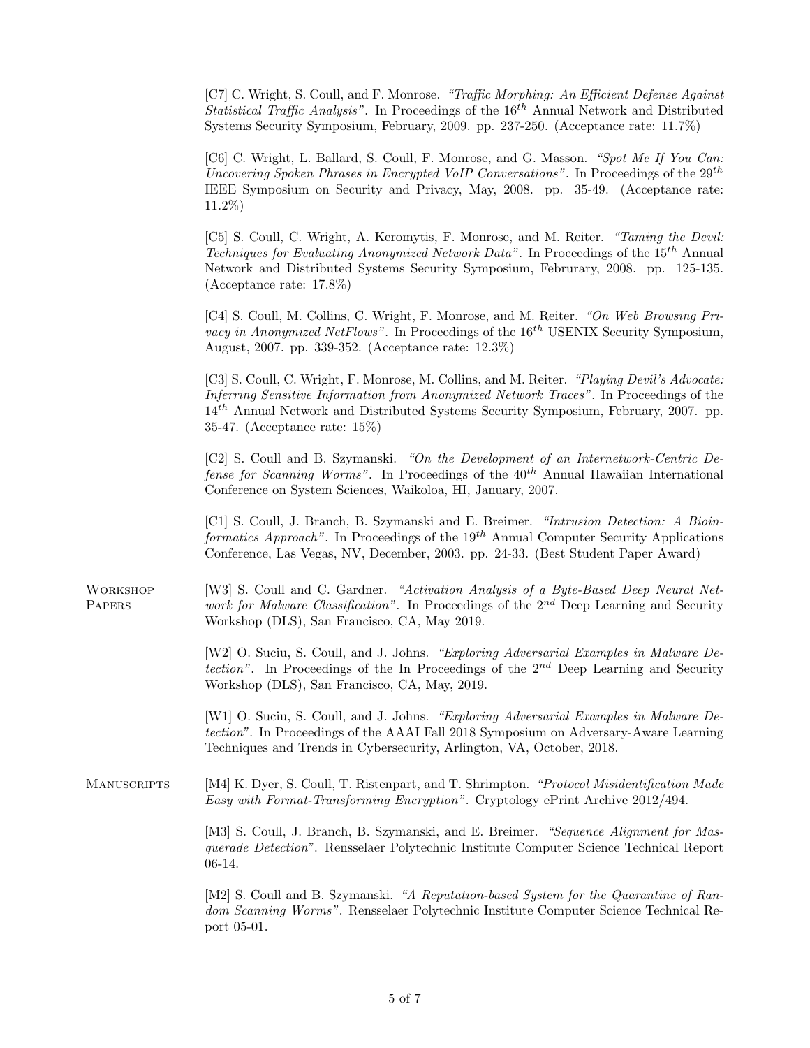[C7] C. Wright, S. Coull, and F. Monrose. *"Traffic Morphing: An Efficient Defense Against Statistical Traffic Analysis"*. In Proceedings of the $16^{th}$ Annual Network and Distributed Systems Security Symposium, February, 2009. pp. 237-250. (Acceptance rate: 11.7%)

[C6] C. Wright, L. Ballard, S. Coull, F. Monrose, and G. Masson. *"Spot Me If You Can: Uncovering Spoken Phrases in Encrypted VoIP Conversations"*. In Proceedings of the $29^{th}$ IEEE Symposium on Security and Privacy, May, 2008. pp. 35-49. (Acceptance rate: 11.2%)

[C5] S. Coull, C. Wright, A. Keromytis, F. Monrose, and M. Reiter. *"Taming the Devil: Techniques for Evaluating Anonymized Network Data"*. In Proceedings of the $15^{th}$ Annual Network and Distributed Systems Security Symposium, Februrary, 2008. pp. 125-135. (Acceptance rate: 17.8%)

[C4] S. Coull, M. Collins, C. Wright, F. Monrose, and M. Reiter. *"On Web Browsing Privacy in Anonymized NetFlows"*. In Proceedings of the $16^{th}$ USENIX Security Symposium, August, 2007. pp. 339-352. (Acceptance rate: 12.3%)

[C3] S. Coull, C. Wright, F. Monrose, M. Collins, and M. Reiter. *"Playing Devil's Advocate: Inferring Sensitive Information from Anonymized Network Traces"*. In Proceedings of the $14^{th}$ Annual Network and Distributed Systems Security Symposium, February, 2007. pp. 35-47. (Acceptance rate: 15%)

[C2] S. Coull and B. Szymanski. *"On the Development of an Internetwork-Centric Defense for Scanning Worms"*. In Proceedings of the $40^{th}$ Annual Hawaiian International Conference on System Sciences, Waikoloa, HI, January, 2007.

[C1] S. Coull, J. Branch, B. Szymanski and E. Breimer. *"Intrusion Detection: A Bioinformatics Approach"*. In Proceedings of the $19^{th}$ Annual Computer Security Applications Conference, Las Vegas, NV, December, 2003. pp. 24-33. (Best Student Paper Award)

## Workshop Papers

[W3] S. Coull and C. Gardner. *"Activation Analysis of a Byte-Based Deep Neural Network for Malware Classification"*. In Proceedings of the $2^{nd}$ Deep Learning and Security Workshop (DLS), San Francisco, CA, May 2019.

[W2] O. Suciu, S. Coull, and J. Johns. *"Exploring Adversarial Examples in Malware Detection"*. In Proceedings of the In Proceedings of the $2^{nd}$ Deep Learning and Security Workshop (DLS), San Francisco, CA, May, 2019.

[W1] O. Suciu, S. Coull, and J. Johns. *"Exploring Adversarial Examples in Malware Detection"*. In Proceedings of the AAAI Fall 2018 Symposium on Adversary-Aware Learning Techniques and Trends in Cybersecurity, Arlington, VA, October, 2018.

## Manuscripts

[M4] K. Dyer, S. Coull, T. Ristenpart, and T. Shrimpton. *"Protocol Misidentification Made Easy with Format-Transforming Encryption"*. Cryptology ePrint Archive 2012/494.

[M3] S. Coull, J. Branch, B. Szymanski, and E. Breimer. *"Sequence Alignment for Masquerade Detection"*. Rensselaer Polytechnic Institute Computer Science Technical Report 06-14.

[M2] S. Coull and B. Szymanski. *"A Reputation-based System for the Quarantine of Random Scanning Worms"*. Rensselaer Polytechnic Institute Computer Science Technical Report 05-01.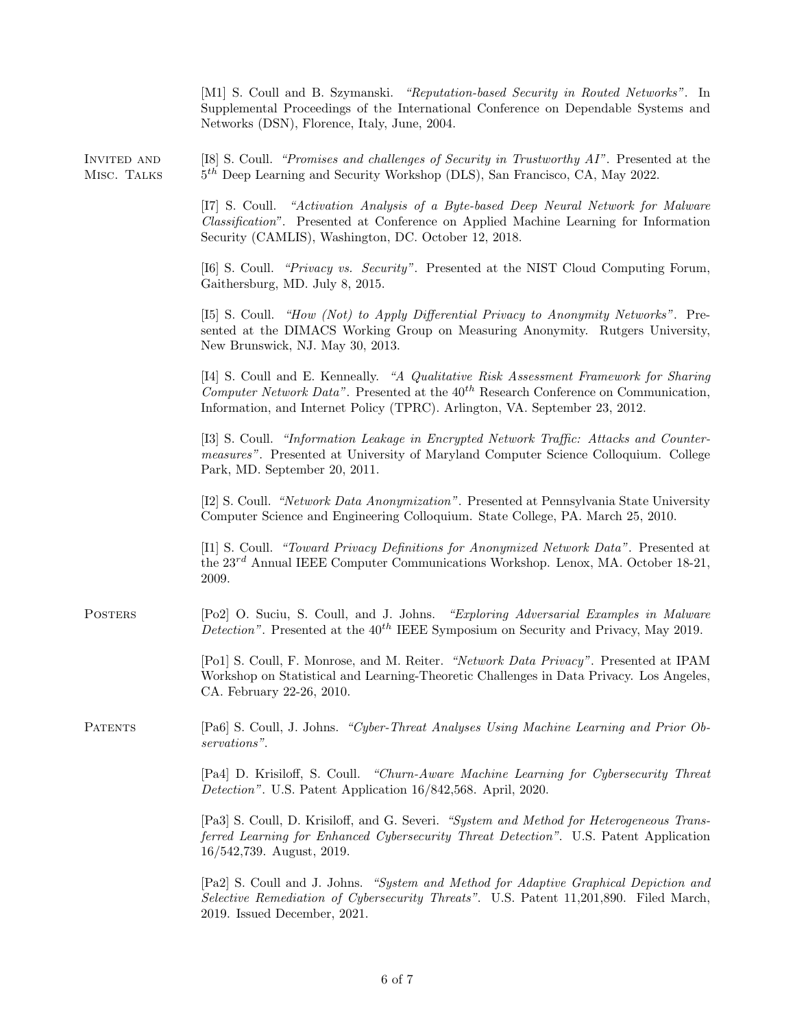[M1] S. Coull and B. Szymanski. *"Reputation-based Security in Routed Networks"*. In Supplemental Proceedings of the International Conference on Dependable Systems and Networks (DSN), Florence, Italy, June, 2004.

## Invited and Misc. Talks

[I8] S. Coull. *"Promises and challenges of Security in Trustworthy AI"*. Presented at the $5^{th}$ Deep Learning and Security Workshop (DLS), San Francisco, CA, May 2022.

[I7] S. Coull. *"Activation Analysis of a Byte-based Deep Neural Network for Malware Classification"*. Presented at Conference on Applied Machine Learning for Information Security (CAMLIS), Washington, DC. October 12, 2018.

[I6] S. Coull. *"Privacy vs. Security"*. Presented at the NIST Cloud Computing Forum, Gaithersburg, MD. July 8, 2015.

[I5] S. Coull. *"How (Not) to Apply Differential Privacy to Anonymity Networks"*. Presented at the DIMACS Working Group on Measuring Anonymity. Rutgers University, New Brunswick, NJ. May 30, 2013.

[I4] S. Coull and E. Kenneally. *"A Qualitative Risk Assessment Framework for Sharing Computer Network Data"*. Presented at the $40^{th}$ Research Conference on Communication, Information, and Internet Policy (TPRC). Arlington, VA. September 23, 2012.

[I3] S. Coull. *"Information Leakage in Encrypted Network Traffic: Attacks and Countermeasures"*. Presented at University of Maryland Computer Science Colloquium. College Park, MD. September 20, 2011.

[I2] S. Coull. *"Network Data Anonymization"*. Presented at Pennsylvania State University Computer Science and Engineering Colloquium. State College, PA. March 25, 2010.

[I1] S. Coull. *"Toward Privacy Definitions for Anonymized Network Data"*. Presented at the $23^{rd}$ Annual IEEE Computer Communications Workshop. Lenox, MA. October 18-21, 2009.

## Posters

[Po2] O. Suciu, S. Coull, and J. Johns. *"Exploring Adversarial Examples in Malware Detection"*. Presented at the $40^{th}$ IEEE Symposium on Security and Privacy, May 2019.

[Po1] S. Coull, F. Monrose, and M. Reiter. *"Network Data Privacy"*. Presented at IPAM Workshop on Statistical and Learning-Theoretic Challenges in Data Privacy. Los Angeles, CA. February 22-26, 2010.

## Patents

[Pa6] S. Coull, J. Johns. *"Cyber-Threat Analyses Using Machine Learning and Prior Observations"*.

[Pa4] D. Krisiloff, S. Coull. *"Churn-Aware Machine Learning for Cybersecurity Threat Detection"*. U.S. Patent Application 16/842,568. April, 2020.

[Pa3] S. Coull, D. Krisiloff, and G. Severi. *"System and Method for Heterogeneous Transferred Learning for Enhanced Cybersecurity Threat Detection"*. U.S. Patent Application 16/542,739. August, 2019.

[Pa2] S. Coull and J. Johns. *"System and Method for Adaptive Graphical Depiction and Selective Remediation of Cybersecurity Threats"*. U.S. Patent 11,201,890. Filed March, 2019. Issued December, 2021.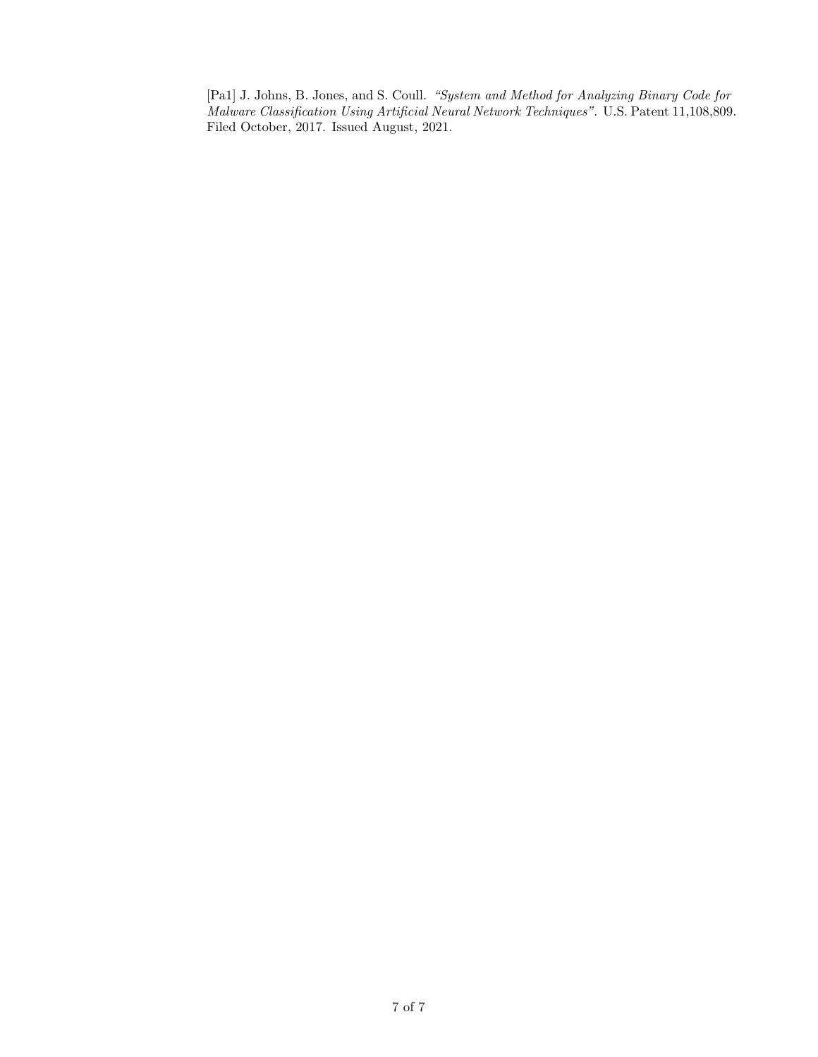[Pa1] J. Johns, B. Jones, and S. Coull. *"System and Method for Analyzing Binary Code for Malware Classification Using Artificial Neural Network Techniques"*. U.S. Patent 11,108,809. Filed October, 2017. Issued August, 2021.